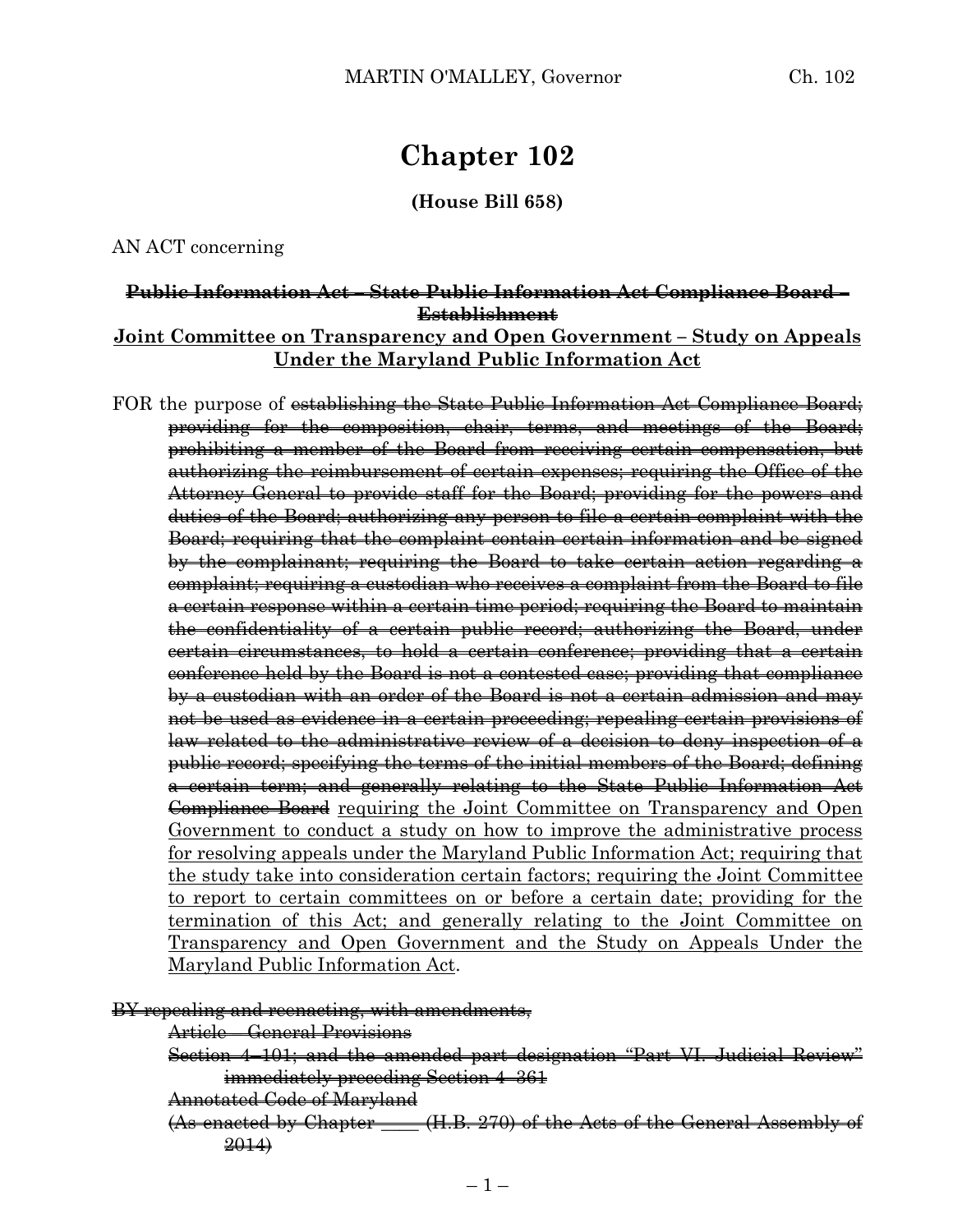# Chapter 102

**(House Bill 658)**

AN ACT concerning

**~~Public Information Act – State Public Information Act Compliance Board – Establishment~~**

**<u>Joint Committee on Transparency and Open Government – Study on Appeals Under the Maryland Public Information Act</u>**

FOR the purpose of ~~establishing the State Public Information Act Compliance Board; providing for the composition, chair, terms, and meetings of the Board; prohibiting a member of the Board from receiving certain compensation, but authorizing the reimbursement of certain expenses; requiring the Office of the Attorney General to provide staff for the Board; providing for the powers and duties of the Board; authorizing any person to file a certain complaint with the Board; requiring that the complaint contain certain information and be signed by the complainant; requiring the Board to take certain action regarding a complaint; requiring a custodian who receives a complaint from the Board to file a certain response within a certain time period; requiring the Board to maintain the confidentiality of a certain public record; authorizing the Board, under certain circumstances, to hold a certain conference; providing that a certain conference held by the Board is not a contested case; providing that compliance by a custodian with an order of the Board is not a certain admission and may not be used as evidence in a certain proceeding; repealing certain provisions of law related to the administrative review of a decision to deny inspection of a public record; specifying the terms of the initial members of the Board; defining a certain term; and generally relating to the State Public Information Act Compliance Board~~ <u>requiring the Joint Committee on Transparency and Open Government to conduct a study on how to improve the administrative process for resolving appeals under the Maryland Public Information Act; requiring that the study take into consideration certain factors; requiring the Joint Committee to report to certain committees on or before a certain date; providing for the termination of this Act; and generally relating to the Joint Committee on Transparency and Open Government and the Study on Appeals Under the Maryland Public Information Act</u>.

~~BY repealing and reenacting, with amendments,~~

~~Article – General Provisions~~

~~Section 4–101; and the amended part designation "Part VI. Judicial Review" immediately preceding Section 4–361~~

~~Annotated Code of Maryland~~

~~(As enacted by Chapter \_\_\_\_ (H.B. 270) of the Acts of the General Assembly of 2014)~~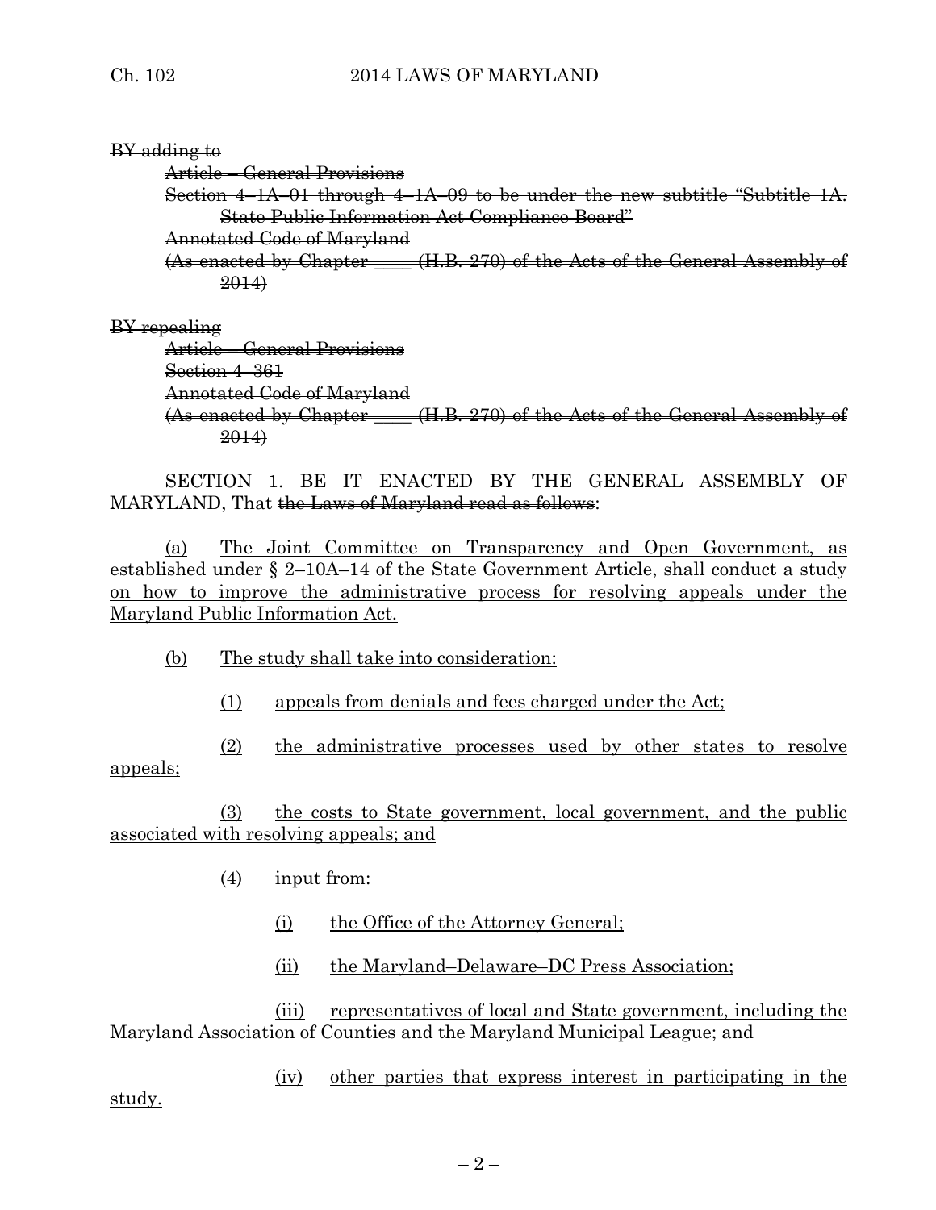~~BY adding to~~

~~Article – General Provisions~~

~~Section 4–1A–01 through 4–1A–09 to be under the new subtitle "Subtitle 1A. State Public Information Act Compliance Board"~~

~~Annotated Code of Maryland~~

~~(As enacted by Chapter \_\_\_\_ (H.B. 270) of the Acts of the General Assembly of 2014)~~

~~BY repealing~~

~~Article – General Provisions~~

~~Section 4–361~~

~~Annotated Code of Maryland~~

~~(As enacted by Chapter \_\_\_\_ (H.B. 270) of the Acts of the General Assembly of 2014)~~

SECTION 1. BE IT ENACTED BY THE GENERAL ASSEMBLY OF MARYLAND, That ~~the Laws of Maryland read as follows~~:

<u>(a) The Joint Committee on Transparency and Open Government, as established under § 2–10A–14 of the State Government Article, shall conduct a study on how to improve the administrative process for resolving appeals under the Maryland Public Information Act.</u>

<u>(b) The study shall take into consideration:</u>

<u>(1) appeals from denials and fees charged under the Act;</u>

<u>(2) the administrative processes used by other states to resolve appeals;</u>

<u>(3) the costs to State government, local government, and the public associated with resolving appeals; and</u>

<u>(4) input from:</u>

<u>(i) the Office of the Attorney General;</u>

<u>(ii) the Maryland–Delaware–DC Press Association;</u>

<u>(iii) representatives of local and State government, including the Maryland Association of Counties and the Maryland Municipal League; and</u>

<u>(iv) other parties that express interest in participating in the study.</u>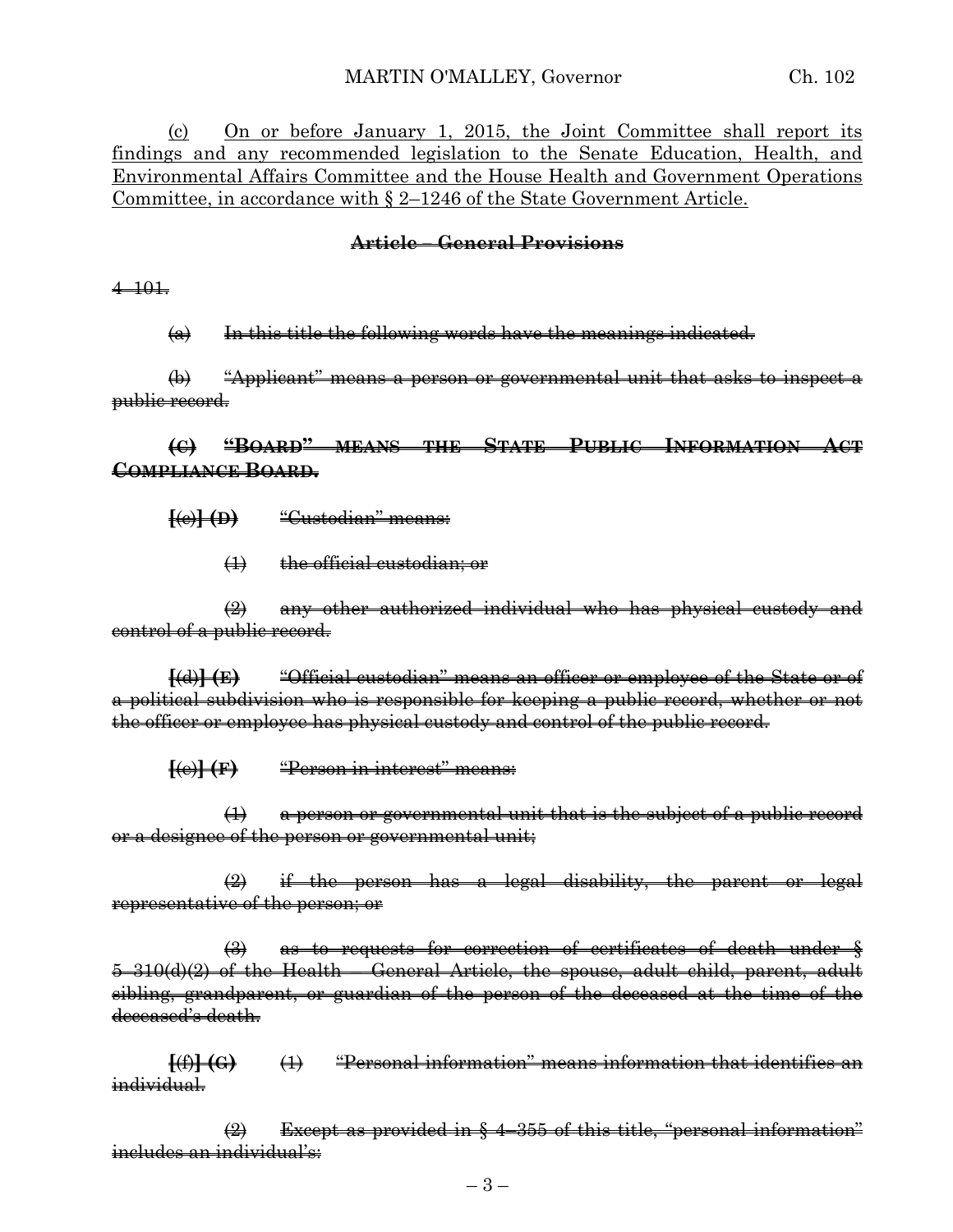(c) On or before January 1, 2015, the Joint Committee shall report its findings and any recommended legislation to the Senate Education, Health, and Environmental Affairs Committee and the House Health and Government Operations Committee, in accordance with § 2–1246 of the State Government Article.

**~~Article – General Provisions~~**

~~4–101.~~

~~(a) In this title the following words have the meanings indicated.~~

~~(b) "Applicant" means a person or governmental unit that asks to inspect a public record.~~

**~~(C) "BOARD" MEANS THE STATE PUBLIC INFORMATION ACT COMPLIANCE BOARD.~~**

**~~[~~**~~(c)~~**~~] (D)~~** ~~"Custodian" means:~~

~~(1) the official custodian; or~~

~~(2) any other authorized individual who has physical custody and control of a public record.~~

**~~[~~**~~(d)~~**~~] (E)~~** ~~"Official custodian" means an officer or employee of the State or of a political subdivision who is responsible for keeping a public record, whether or not the officer or employee has physical custody and control of the public record.~~

**~~[~~**~~(e)~~**~~] (F)~~** ~~"Person in interest" means:~~

~~(1) a person or governmental unit that is the subject of a public record or a designee of the person or governmental unit;~~

~~(2) if the person has a legal disability, the parent or legal representative of the person; or~~

~~(3) as to requests for correction of certificates of death under § 5–310(d)(2) of the Health – General Article, the spouse, adult child, parent, adult sibling, grandparent, or guardian of the person of the deceased at the time of the deceased's death.~~

**~~[~~**~~(f)~~**~~] (G)~~** ~~(1) "Personal information" means information that identifies an individual.~~

~~(2) Except as provided in § 4–355 of this title, "personal information" includes an individual's:~~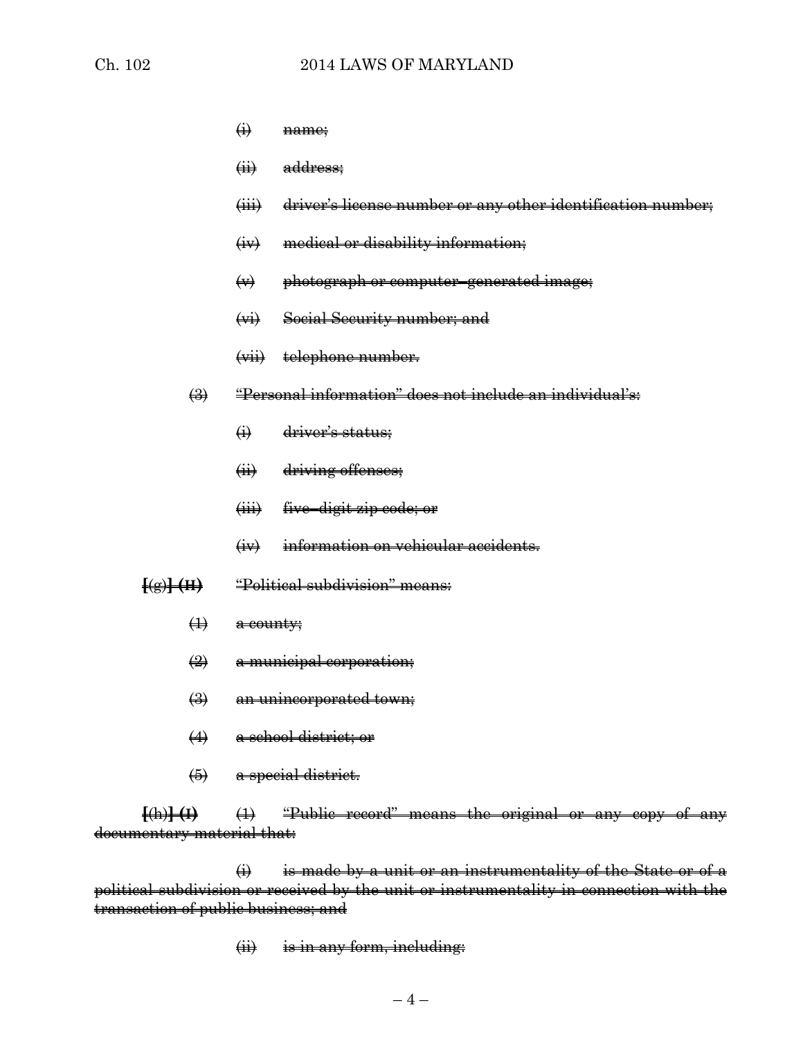~~(i) name;~~

~~(ii) address;~~

~~(iii) driver's license number or any other identification number;~~

~~(iv) medical or disability information;~~

~~(v) photograph or computer–generated image;~~

~~(vi) Social Security number; and~~

~~(vii) telephone number.~~

~~(3) "Personal information" does not include an individual's:~~

~~(i) driver's status;~~

~~(ii) driving offenses;~~

~~(iii) five–digit zip code; or~~

~~(iv) information on vehicular accidents.~~

**[**~~(g)~~**]** ~~**(H)**~~ ~~"Political subdivision" means:~~

~~(1) a county;~~

~~(2) a municipal corporation;~~

~~(3) an unincorporated town;~~

~~(4) a school district; or~~

~~(5) a special district.~~

**[**~~(h)~~**]** ~~**(I)**~~ ~~(1) "Public record" means the original or any copy of any documentary material that:~~

~~(i) is made by a unit or an instrumentality of the State or of a political subdivision or received by the unit or instrumentality in connection with the transaction of public business; and~~

~~(ii) is in any form, including:~~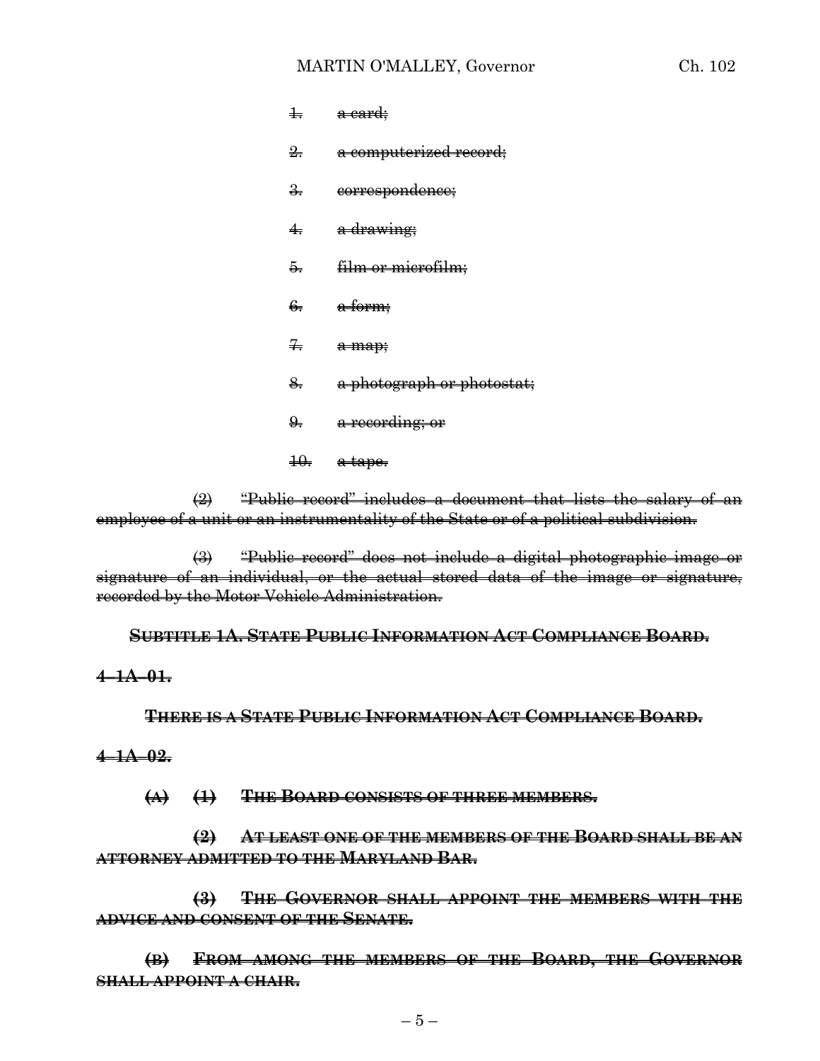~~1. a card;~~

~~2. a computerized record;~~

~~3. correspondence;~~

~~4. a drawing;~~

~~5. film or microfilm;~~

~~6. a form;~~

~~7. a map;~~

~~8. a photograph or photostat;~~

~~9. a recording; or~~

~~10. a tape.~~

~~(2) "Public record" includes a document that lists the salary of an employee of a unit or an instrumentality of the State or of a political subdivision.~~

~~(3) "Public record" does not include a digital photographic image or signature of an individual, or the actual stored data of the image or signature, recorded by the Motor Vehicle Administration.~~

~~**SUBTITLE 1A. STATE PUBLIC INFORMATION ACT COMPLIANCE BOARD.**~~

~~**4–1A–01.**~~

~~**THERE IS A STATE PUBLIC INFORMATION ACT COMPLIANCE BOARD.**~~

~~**4–1A–02.**~~

~~**(A) (1) THE BOARD CONSISTS OF THREE MEMBERS.**~~

~~**(2) AT LEAST ONE OF THE MEMBERS OF THE BOARD SHALL BE AN ATTORNEY ADMITTED TO THE MARYLAND BAR.**~~

~~**(3) THE GOVERNOR SHALL APPOINT THE MEMBERS WITH THE ADVICE AND CONSENT OF THE SENATE.**~~

~~**(B) FROM AMONG THE MEMBERS OF THE BOARD, THE GOVERNOR SHALL APPOINT A CHAIR.**~~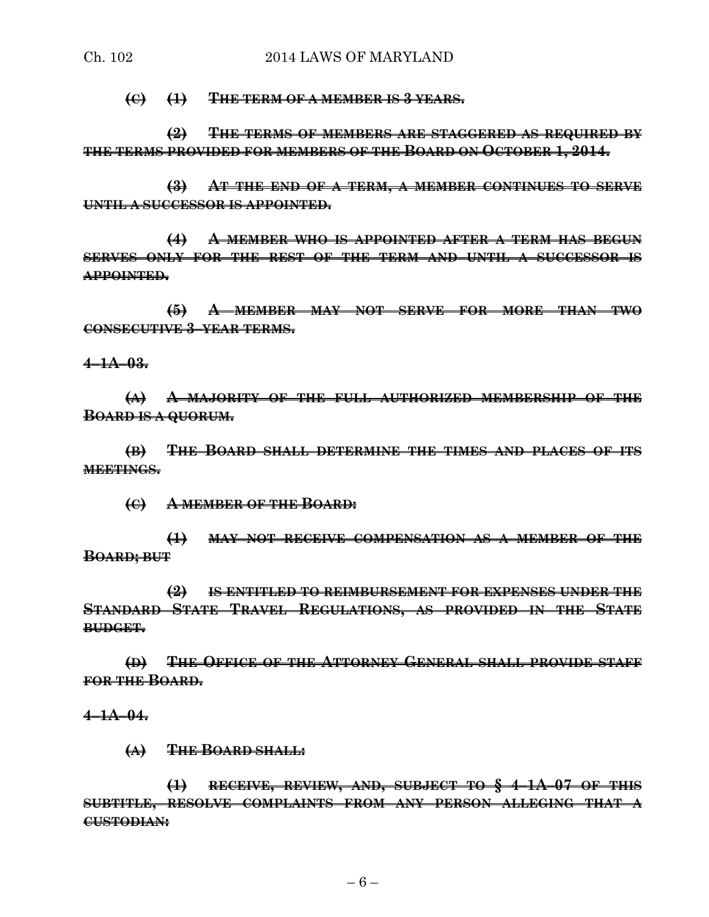**(C) (1) THE TERM OF A MEMBER IS 3 YEARS.**

**(2) THE TERMS OF MEMBERS ARE STAGGERED AS REQUIRED BY THE TERMS PROVIDED FOR MEMBERS OF THE BOARD ON OCTOBER 1, 2014.**

**(3) AT THE END OF A TERM, A MEMBER CONTINUES TO SERVE UNTIL A SUCCESSOR IS APPOINTED.**

**(4) A MEMBER WHO IS APPOINTED AFTER A TERM HAS BEGUN SERVES ONLY FOR THE REST OF THE TERM AND UNTIL A SUCCESSOR IS APPOINTED.**

**(5) A MEMBER MAY NOT SERVE FOR MORE THAN TWO CONSECUTIVE 3–YEAR TERMS.**

**4–1A–03.**

**(A) A MAJORITY OF THE FULL AUTHORIZED MEMBERSHIP OF THE BOARD IS A QUORUM.**

**(B) THE BOARD SHALL DETERMINE THE TIMES AND PLACES OF ITS MEETINGS.**

**(C) A MEMBER OF THE BOARD:**

**(1) MAY NOT RECEIVE COMPENSATION AS A MEMBER OF THE BOARD; BUT**

**(2) IS ENTITLED TO REIMBURSEMENT FOR EXPENSES UNDER THE STANDARD STATE TRAVEL REGULATIONS, AS PROVIDED IN THE STATE BUDGET.**

**(D) THE OFFICE OF THE ATTORNEY GENERAL SHALL PROVIDE STAFF FOR THE BOARD.**

**4–1A–04.**

**(A) THE BOARD SHALL:**

**(1) RECEIVE, REVIEW, AND, SUBJECT TO § 4–1A–07 OF THIS SUBTITLE, RESOLVE COMPLAINTS FROM ANY PERSON ALLEGING THAT A CUSTODIAN:**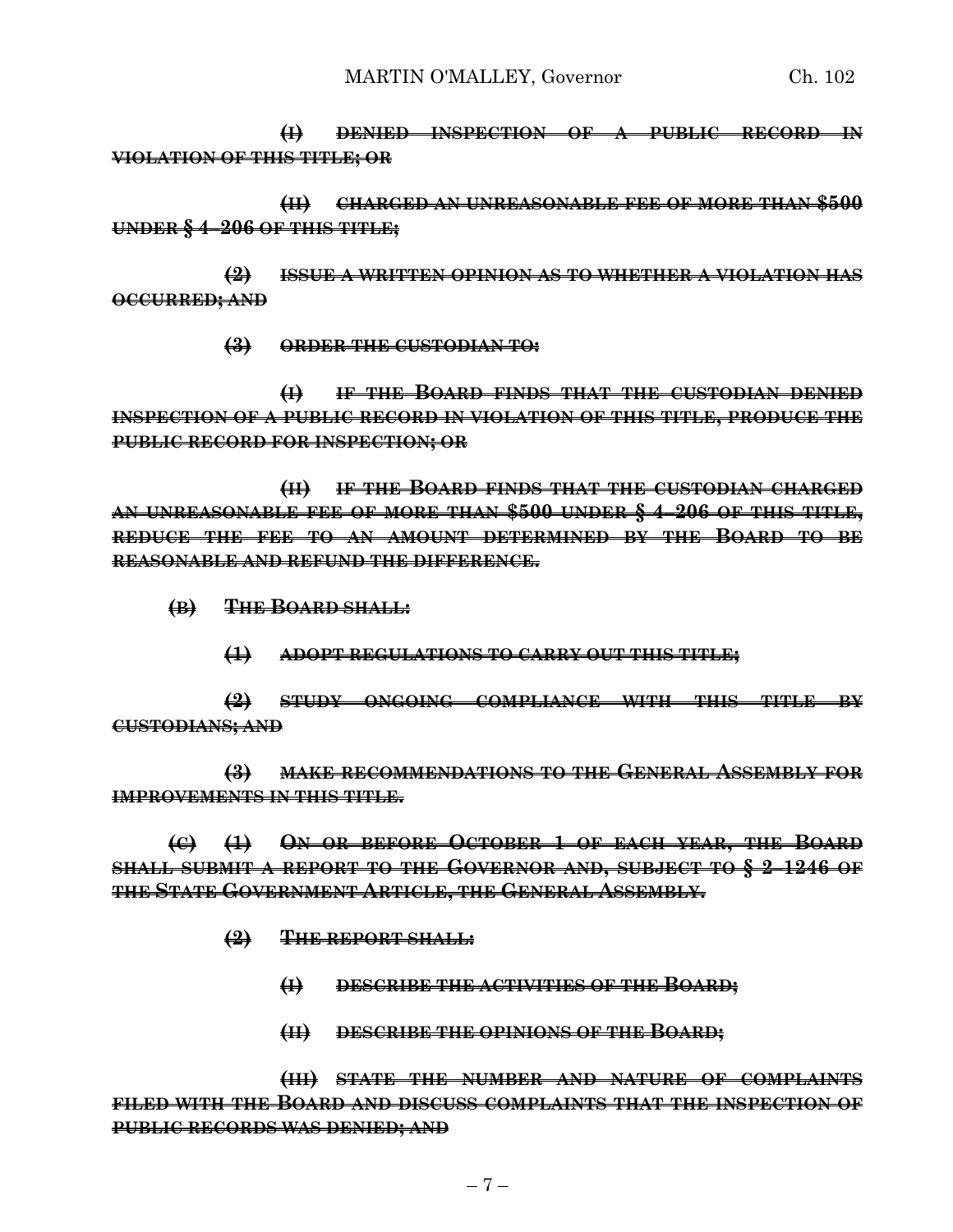~~**(I) DENIED INSPECTION OF A PUBLIC RECORD IN VIOLATION OF THIS TITLE; OR**~~

~~**(II) CHARGED AN UNREASONABLE FEE OF MORE THAN $500 UNDER § 4–206 OF THIS TITLE;**~~

~~**(2) ISSUE A WRITTEN OPINION AS TO WHETHER A VIOLATION HAS OCCURRED; AND**~~

~~**(3) ORDER THE CUSTODIAN TO:**~~

~~**(I) IF THE BOARD FINDS THAT THE CUSTODIAN DENIED INSPECTION OF A PUBLIC RECORD IN VIOLATION OF THIS TITLE, PRODUCE THE PUBLIC RECORD FOR INSPECTION; OR**~~

~~**(II) IF THE BOARD FINDS THAT THE CUSTODIAN CHARGED AN UNREASONABLE FEE OF MORE THAN $500 UNDER § 4–206 OF THIS TITLE, REDUCE THE FEE TO AN AMOUNT DETERMINED BY THE BOARD TO BE REASONABLE AND REFUND THE DIFFERENCE.**~~

~~**(B) THE BOARD SHALL:**~~

~~**(1) ADOPT REGULATIONS TO CARRY OUT THIS TITLE;**~~

~~**(2) STUDY ONGOING COMPLIANCE WITH THIS TITLE BY CUSTODIANS; AND**~~

~~**(3) MAKE RECOMMENDATIONS TO THE GENERAL ASSEMBLY FOR IMPROVEMENTS IN THIS TITLE.**~~

~~**(C) (1) ON OR BEFORE OCTOBER 1 OF EACH YEAR, THE BOARD SHALL SUBMIT A REPORT TO THE GOVERNOR AND, SUBJECT TO § 2–1246 OF THE STATE GOVERNMENT ARTICLE, THE GENERAL ASSEMBLY.**~~

~~**(2) THE REPORT SHALL:**~~

~~**(I) DESCRIBE THE ACTIVITIES OF THE BOARD;**~~

~~**(II) DESCRIBE THE OPINIONS OF THE BOARD;**~~

~~**(III) STATE THE NUMBER AND NATURE OF COMPLAINTS FILED WITH THE BOARD AND DISCUSS COMPLAINTS THAT THE INSPECTION OF PUBLIC RECORDS WAS DENIED; AND**~~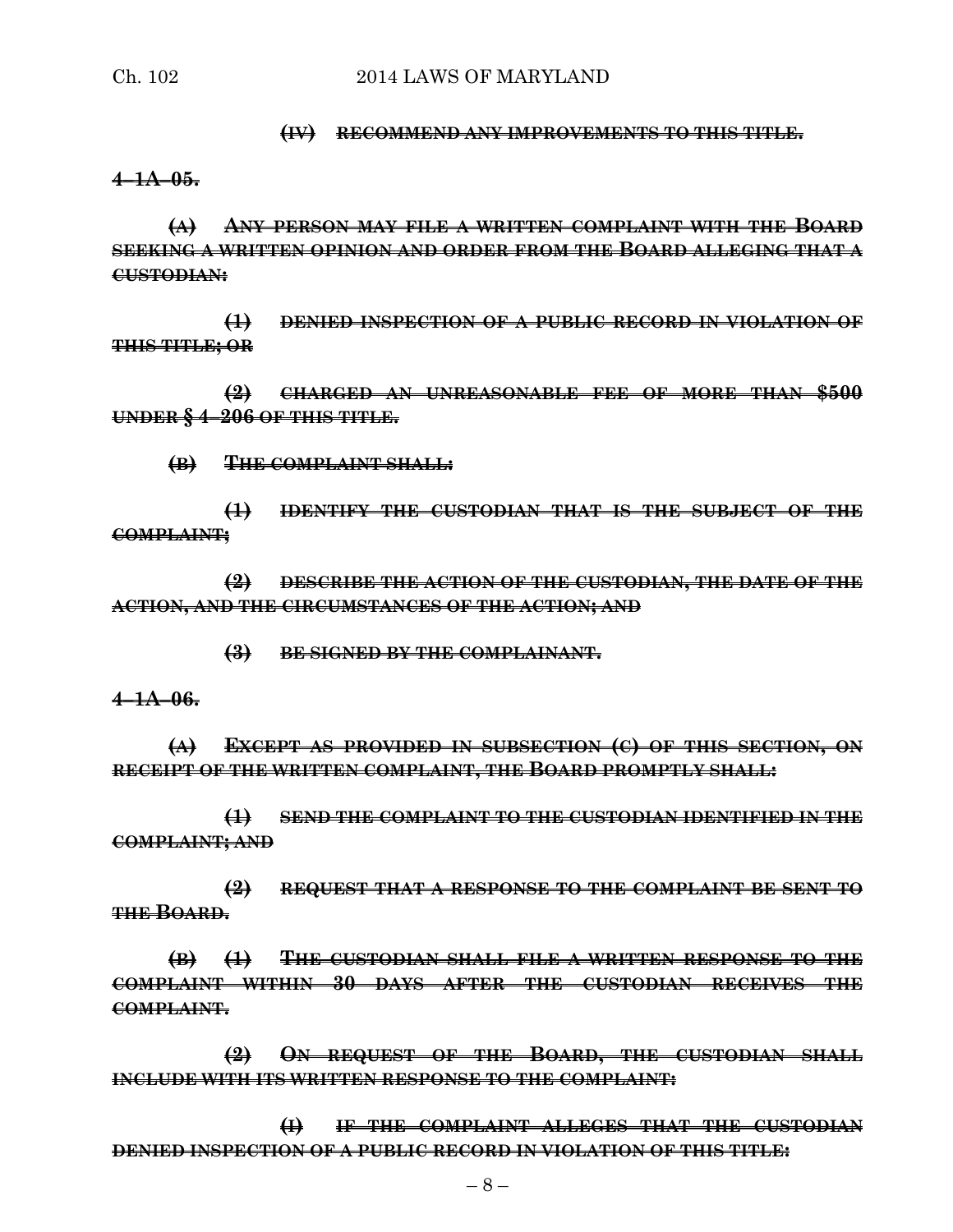~~**(IV) RECOMMEND ANY IMPROVEMENTS TO THIS TITLE.**~~

~~**4–1A–05.**~~

~~**(A) ANY PERSON MAY FILE A WRITTEN COMPLAINT WITH THE BOARD SEEKING A WRITTEN OPINION AND ORDER FROM THE BOARD ALLEGING THAT A CUSTODIAN:**~~

~~**(1) DENIED INSPECTION OF A PUBLIC RECORD IN VIOLATION OF THIS TITLE; OR**~~

~~**(2) CHARGED AN UNREASONABLE FEE OF MORE THAN $500 UNDER § 4–206 OF THIS TITLE.**~~

~~**(B) THE COMPLAINT SHALL:**~~

~~**(1) IDENTIFY THE CUSTODIAN THAT IS THE SUBJECT OF THE COMPLAINT;**~~

~~**(2) DESCRIBE THE ACTION OF THE CUSTODIAN, THE DATE OF THE ACTION, AND THE CIRCUMSTANCES OF THE ACTION; AND**~~

~~**(3) BE SIGNED BY THE COMPLAINANT.**~~

~~**4–1A–06.**~~

~~**(A) EXCEPT AS PROVIDED IN SUBSECTION (C) OF THIS SECTION, ON RECEIPT OF THE WRITTEN COMPLAINT, THE BOARD PROMPTLY SHALL:**~~

~~**(1) SEND THE COMPLAINT TO THE CUSTODIAN IDENTIFIED IN THE COMPLAINT; AND**~~

~~**(2) REQUEST THAT A RESPONSE TO THE COMPLAINT BE SENT TO THE BOARD.**~~

~~**(B) (1) THE CUSTODIAN SHALL FILE A WRITTEN RESPONSE TO THE COMPLAINT WITHIN 30 DAYS AFTER THE CUSTODIAN RECEIVES THE COMPLAINT.**~~

~~**(2) ON REQUEST OF THE BOARD, THE CUSTODIAN SHALL INCLUDE WITH ITS WRITTEN RESPONSE TO THE COMPLAINT:**~~

~~**(I) IF THE COMPLAINT ALLEGES THAT THE CUSTODIAN DENIED INSPECTION OF A PUBLIC RECORD IN VIOLATION OF THIS TITLE:**~~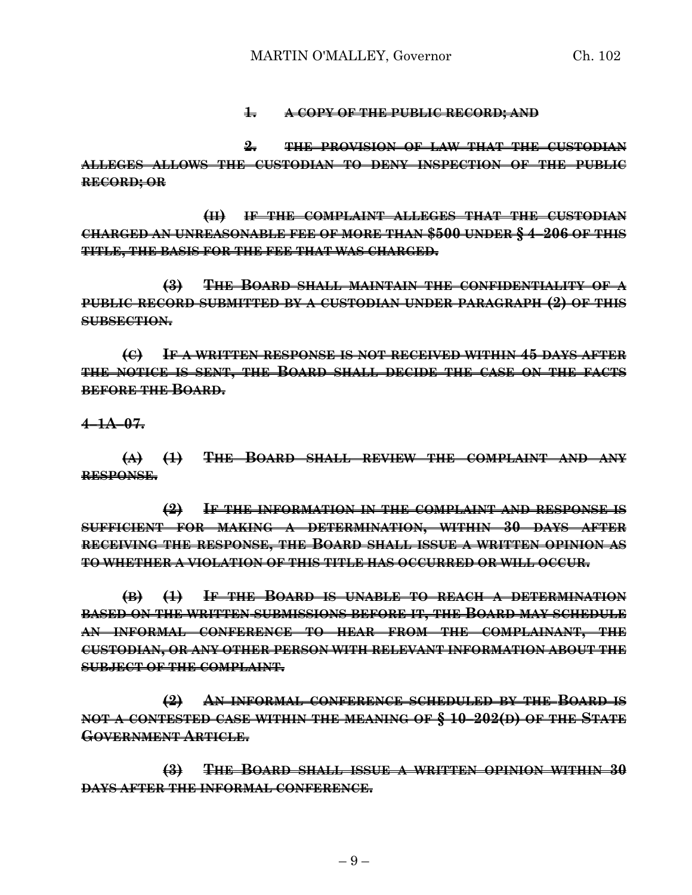~~1. A COPY OF THE PUBLIC RECORD; AND~~

~~2. THE PROVISION OF LAW THAT THE CUSTODIAN ALLEGES ALLOWS THE CUSTODIAN TO DENY INSPECTION OF THE PUBLIC RECORD; OR~~

~~(II) IF THE COMPLAINT ALLEGES THAT THE CUSTODIAN CHARGED AN UNREASONABLE FEE OF MORE THAN $500 UNDER § 4–206 OF THIS TITLE, THE BASIS FOR THE FEE THAT WAS CHARGED.~~

~~(3) THE BOARD SHALL MAINTAIN THE CONFIDENTIALITY OF A PUBLIC RECORD SUBMITTED BY A CUSTODIAN UNDER PARAGRAPH (2) OF THIS SUBSECTION.~~

~~(C) IF A WRITTEN RESPONSE IS NOT RECEIVED WITHIN 45 DAYS AFTER THE NOTICE IS SENT, THE BOARD SHALL DECIDE THE CASE ON THE FACTS BEFORE THE BOARD.~~

~~4–1A–07.~~

~~(A) (1) THE BOARD SHALL REVIEW THE COMPLAINT AND ANY RESPONSE.~~

~~(2) IF THE INFORMATION IN THE COMPLAINT AND RESPONSE IS SUFFICIENT FOR MAKING A DETERMINATION, WITHIN 30 DAYS AFTER RECEIVING THE RESPONSE, THE BOARD SHALL ISSUE A WRITTEN OPINION AS TO WHETHER A VIOLATION OF THIS TITLE HAS OCCURRED OR WILL OCCUR.~~

~~(B) (1) IF THE BOARD IS UNABLE TO REACH A DETERMINATION BASED ON THE WRITTEN SUBMISSIONS BEFORE IT, THE BOARD MAY SCHEDULE AN INFORMAL CONFERENCE TO HEAR FROM THE COMPLAINANT, THE CUSTODIAN, OR ANY OTHER PERSON WITH RELEVANT INFORMATION ABOUT THE SUBJECT OF THE COMPLAINT.~~

~~(2) AN INFORMAL CONFERENCE SCHEDULED BY THE BOARD IS NOT A CONTESTED CASE WITHIN THE MEANING OF § 10–202(D) OF THE STATE GOVERNMENT ARTICLE.~~

~~(3) THE BOARD SHALL ISSUE A WRITTEN OPINION WITHIN 30 DAYS AFTER THE INFORMAL CONFERENCE.~~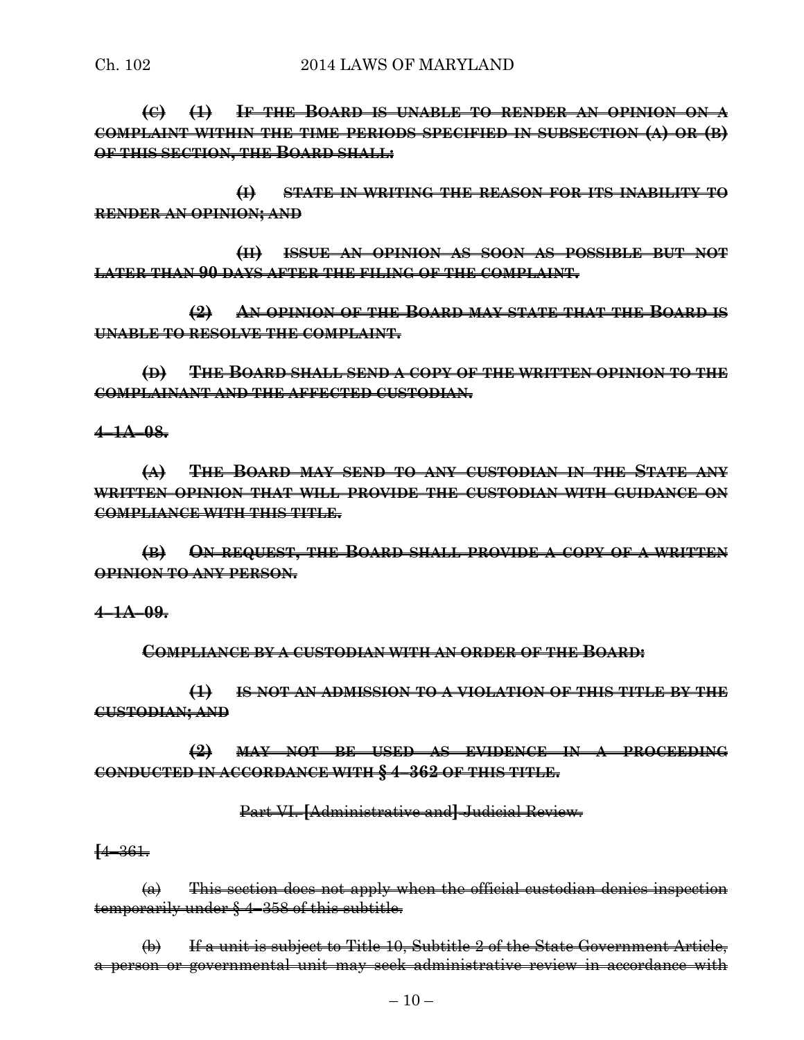**(C) (1) IF THE BOARD IS UNABLE TO RENDER AN OPINION ON A COMPLAINT WITHIN THE TIME PERIODS SPECIFIED IN SUBSECTION (A) OR (B) OF THIS SECTION, THE BOARD SHALL:**

**(I) STATE IN WRITING THE REASON FOR ITS INABILITY TO RENDER AN OPINION; AND**

**(II) ISSUE AN OPINION AS SOON AS POSSIBLE BUT NOT LATER THAN 90 DAYS AFTER THE FILING OF THE COMPLAINT.**

**(2) AN OPINION OF THE BOARD MAY STATE THAT THE BOARD IS UNABLE TO RESOLVE THE COMPLAINT.**

**(D) THE BOARD SHALL SEND A COPY OF THE WRITTEN OPINION TO THE COMPLAINANT AND THE AFFECTED CUSTODIAN.**

**4–1A–08.**

**(A) THE BOARD MAY SEND TO ANY CUSTODIAN IN THE STATE ANY WRITTEN OPINION THAT WILL PROVIDE THE CUSTODIAN WITH GUIDANCE ON COMPLIANCE WITH THIS TITLE.**

**(B) ON REQUEST, THE BOARD SHALL PROVIDE A COPY OF A WRITTEN OPINION TO ANY PERSON.**

**4–1A–09.**

**COMPLIANCE BY A CUSTODIAN WITH AN ORDER OF THE BOARD:**

**(1) IS NOT AN ADMISSION TO A VIOLATION OF THIS TITLE BY THE CUSTODIAN; AND**

**(2) MAY NOT BE USED AS EVIDENCE IN A PROCEEDING CONDUCTED IN ACCORDANCE WITH § 4–362 OF THIS TITLE.**

Part VI. **[**Administrative and**]** Judicial Review.

**[**4–361.

(a) This section does not apply when the official custodian denies inspection temporarily under § 4–358 of this subtitle.

(b) If a unit is subject to Title 10, Subtitle 2 of the State Government Article, a person or governmental unit may seek administrative review in accordance with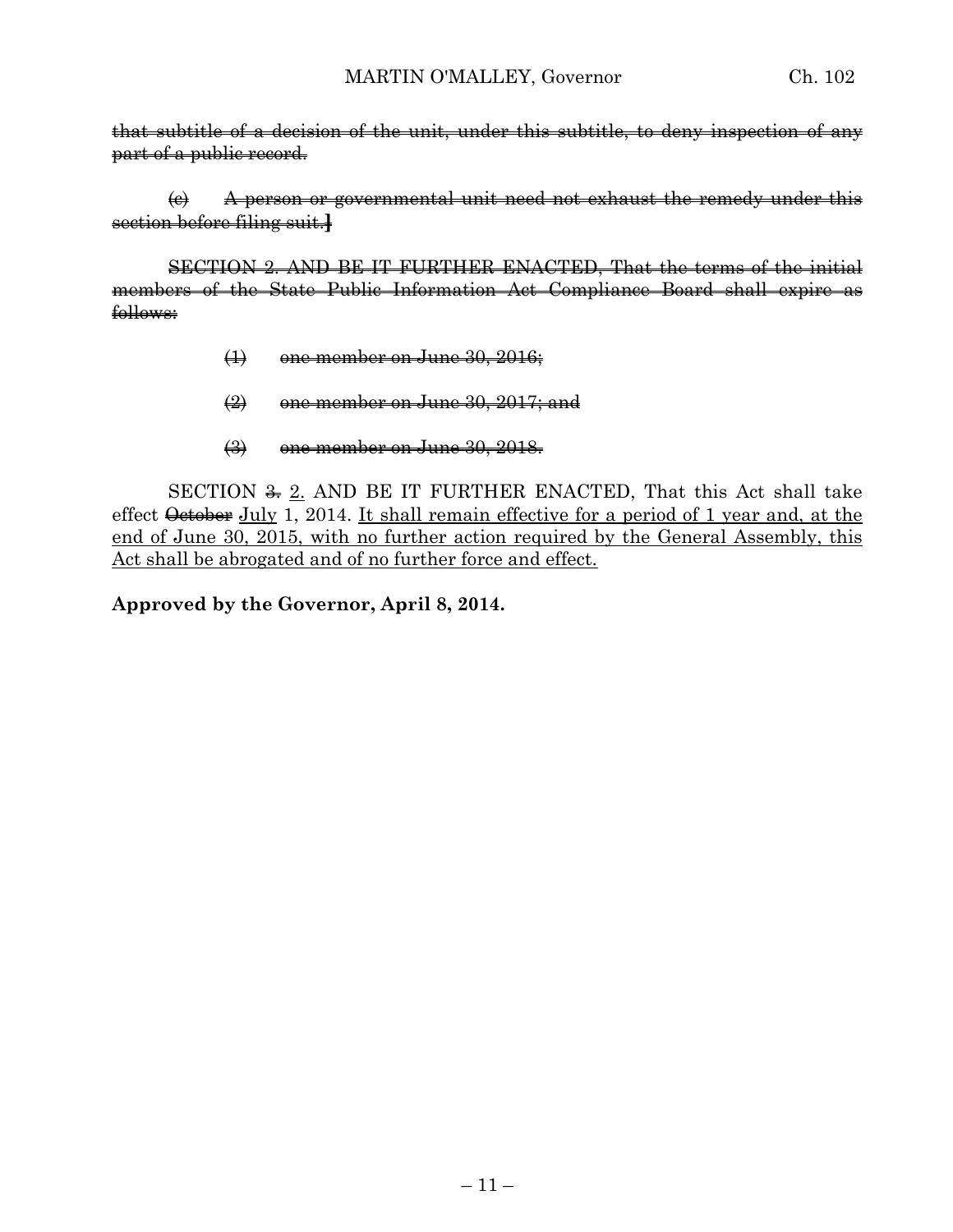~~that subtitle of a decision of the unit, under this subtitle, to deny inspection of any part of a public record.~~

~~(c) A person or governmental unit need not exhaust the remedy under this section before filing suit.~~**]**

~~SECTION 2. AND BE IT FURTHER ENACTED, That the terms of the initial members of the State Public Information Act Compliance Board shall expire as follows:~~

~~(1) one member on June 30, 2016;~~

~~(2) one member on June 30, 2017; and~~

~~(3) one member on June 30, 2018.~~

SECTION ~~3.~~ 2. AND BE IT FURTHER ENACTED, That this Act shall take effect ~~October~~ July 1, 2014. It shall remain effective for a period of 1 year and, at the end of June 30, 2015, with no further action required by the General Assembly, this Act shall be abrogated and of no further force and effect.

**Approved by the Governor, April 8, 2014.**